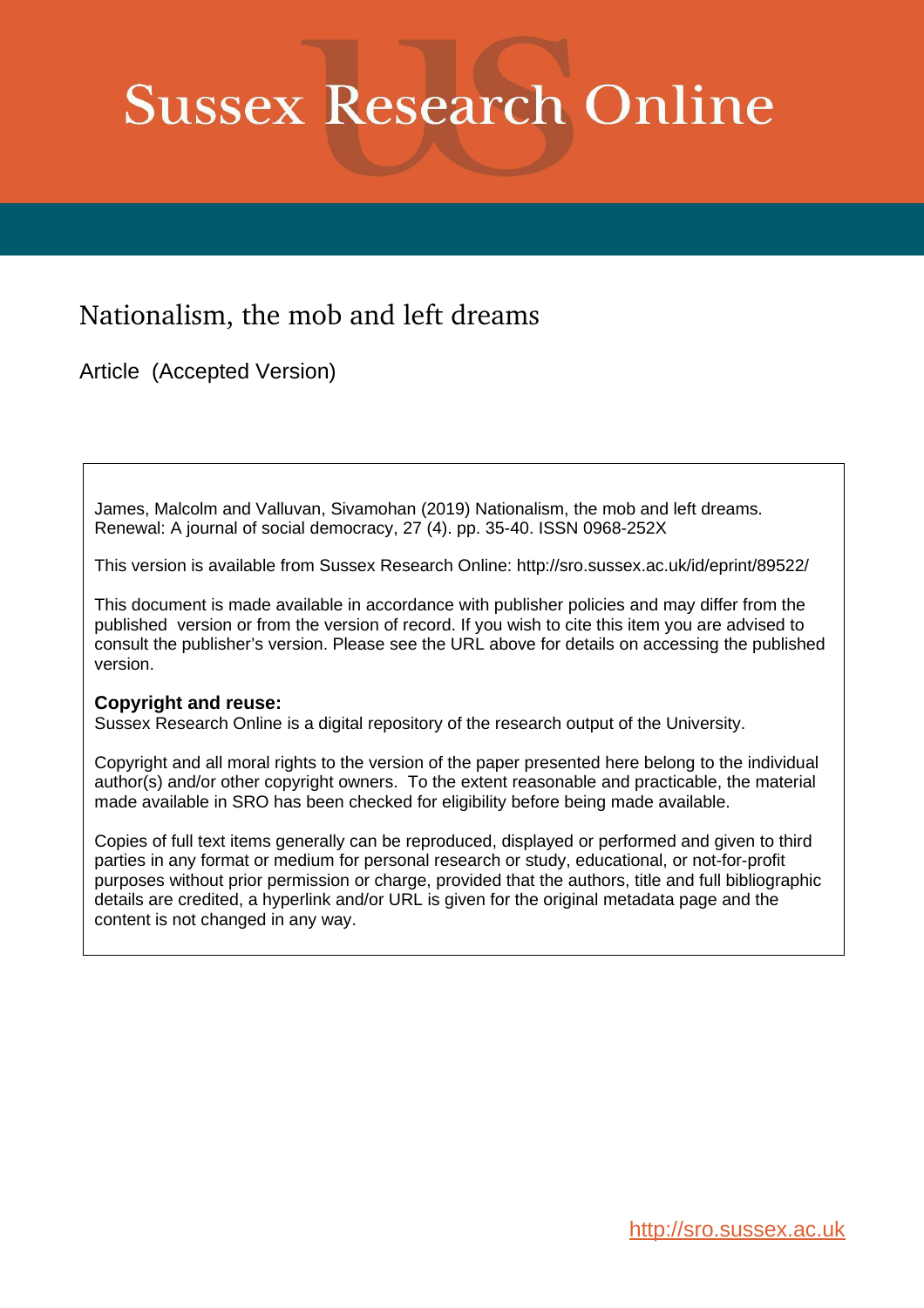# Sussex Research Online

## Nationalism, the mob and left dreams

Article (Accepted Version)

James, Malcolm and Valluvan, Sivamohan (2019) Nationalism, the mob and left dreams. Renewal: A journal of social democracy, 27 (4). pp. 35-40. ISSN 0968-252X

This version is available from Sussex Research Online: http://sro.sussex.ac.uk/id/eprint/89522/

This document is made available in accordance with publisher policies and may differ from the published version or from the version of record. If you wish to cite this item you are advised to consult the publisher's version. Please see the URL above for details on accessing the published version.

**Copyright and reuse:**
Sussex Research Online is a digital repository of the research output of the University.

Copyright and all moral rights to the version of the paper presented here belong to the individual author(s) and/or other copyright owners. To the extent reasonable and practicable, the material made available in SRO has been checked for eligibility before being made available.

Copies of full text items generally can be reproduced, displayed or performed and given to third parties in any format or medium for personal research or study, educational, or not-for-profit purposes without prior permission or charge, provided that the authors, title and full bibliographic details are credited, a hyperlink and/or URL is given for the original metadata page and the content is not changed in any way.

http://sro.sussex.ac.uk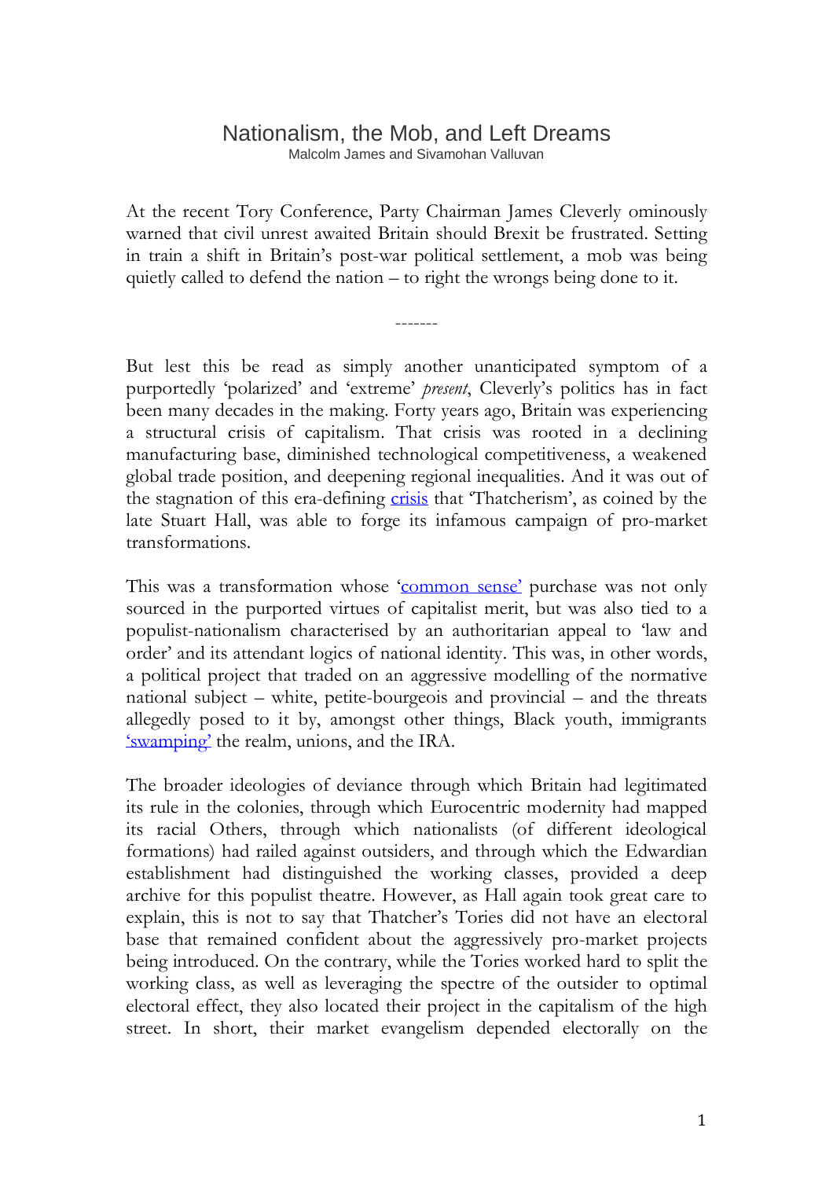# Nationalism, the Mob, and Left Dreams

Malcolm James and Sivamohan Valluvan

At the recent Tory Conference, Party Chairman James Cleverly ominously warned that civil unrest awaited Britain should Brexit be frustrated. Setting in train a shift in Britain's post-war political settlement, a mob was being quietly called to defend the nation – to right the wrongs being done to it.

-------

But lest this be read as simply another unanticipated symptom of a purportedly 'polarized' and 'extreme' *present*, Cleverly's politics has in fact been many decades in the making. Forty years ago, Britain was experiencing a structural crisis of capitalism. That crisis was rooted in a declining manufacturing base, diminished technological competitiveness, a weakened global trade position, and deepening regional inequalities. And it was out of the stagnation of this era-defining crisis that 'Thatcherism', as coined by the late Stuart Hall, was able to forge its infamous campaign of pro-market transformations.

This was a transformation whose 'common sense' purchase was not only sourced in the purported virtues of capitalist merit, but was also tied to a populist-nationalism characterised by an authoritarian appeal to 'law and order' and its attendant logics of national identity. This was, in other words, a political project that traded on an aggressive modelling of the normative national subject – white, petite-bourgeois and provincial – and the threats allegedly posed to it by, amongst other things, Black youth, immigrants 'swamping' the realm, unions, and the IRA.

The broader ideologies of deviance through which Britain had legitimated its rule in the colonies, through which Eurocentric modernity had mapped its racial Others, through which nationalists (of different ideological formations) had railed against outsiders, and through which the Edwardian establishment had distinguished the working classes, provided a deep archive for this populist theatre. However, as Hall again took great care to explain, this is not to say that Thatcher's Tories did not have an electoral base that remained confident about the aggressively pro-market projects being introduced. On the contrary, while the Tories worked hard to split the working class, as well as leveraging the spectre of the outsider to optimal electoral effect, they also located their project in the capitalism of the high street. In short, their market evangelism depended electorally on the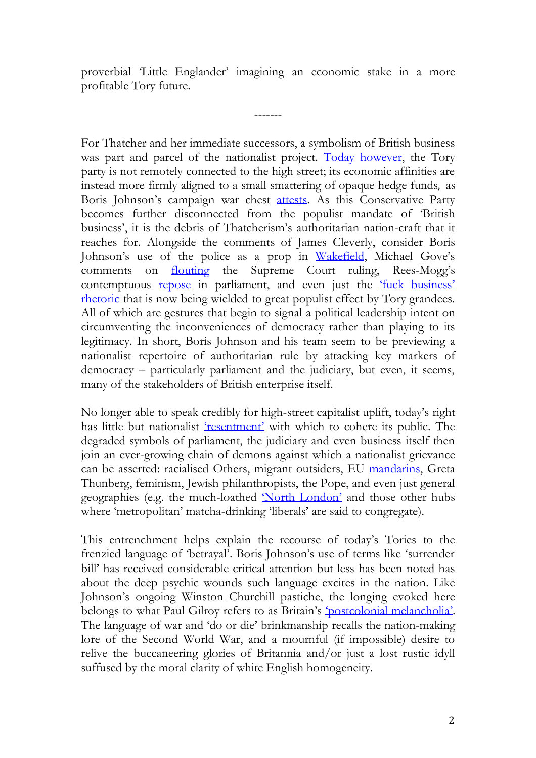proverbial 'Little Englander' imagining an economic stake in a more profitable Tory future.

-------

For Thatcher and her immediate successors, a symbolism of British business was part and parcel of the nationalist project. Today however, the Tory party is not remotely connected to the high street; its economic affinities are instead more firmly aligned to a small smattering of opaque hedge funds, as Boris Johnson's campaign war chest attests. As this Conservative Party becomes further disconnected from the populist mandate of 'British business', it is the debris of Thatcherism's authoritarian nation-craft that it reaches for. Alongside the comments of James Cleverly, consider Boris Johnson's use of the police as a prop in Wakefield, Michael Gove's comments on flouting the Supreme Court ruling, Rees-Mogg's contemptuous repose in parliament, and even just the 'fuck business' rhetoric that is now being wielded to great populist effect by Tory grandees. All of which are gestures that begin to signal a political leadership intent on circumventing the inconveniences of democracy rather than playing to its legitimacy. In short, Boris Johnson and his team seem to be previewing a nationalist repertoire of authoritarian rule by attacking key markers of democracy – particularly parliament and the judiciary, but even, it seems, many of the stakeholders of British enterprise itself.

No longer able to speak credibly for high-street capitalist uplift, today's right has little but nationalist 'resentment' with which to cohere its public. The degraded symbols of parliament, the judiciary and even business itself then join an ever-growing chain of demons against which a nationalist grievance can be asserted: racialised Others, migrant outsiders, EU mandarins, Greta Thunberg, feminism, Jewish philanthropists, the Pope, and even just general geographies (e.g. the much-loathed 'North London' and those other hubs where 'metropolitan' matcha-drinking 'liberals' are said to congregate).

This entrenchment helps explain the recourse of today's Tories to the frenzied language of 'betrayal'. Boris Johnson's use of terms like 'surrender bill' has received considerable critical attention but less has been noted has about the deep psychic wounds such language excites in the nation. Like Johnson's ongoing Winston Churchill pastiche, the longing evoked here belongs to what Paul Gilroy refers to as Britain's 'postcolonial melancholia'. The language of war and 'do or die' brinkmanship recalls the nation-making lore of the Second World War, and a mournful (if impossible) desire to relive the buccaneering glories of Britannia and/or just a lost rustic idyll suffused by the moral clarity of white English homogeneity.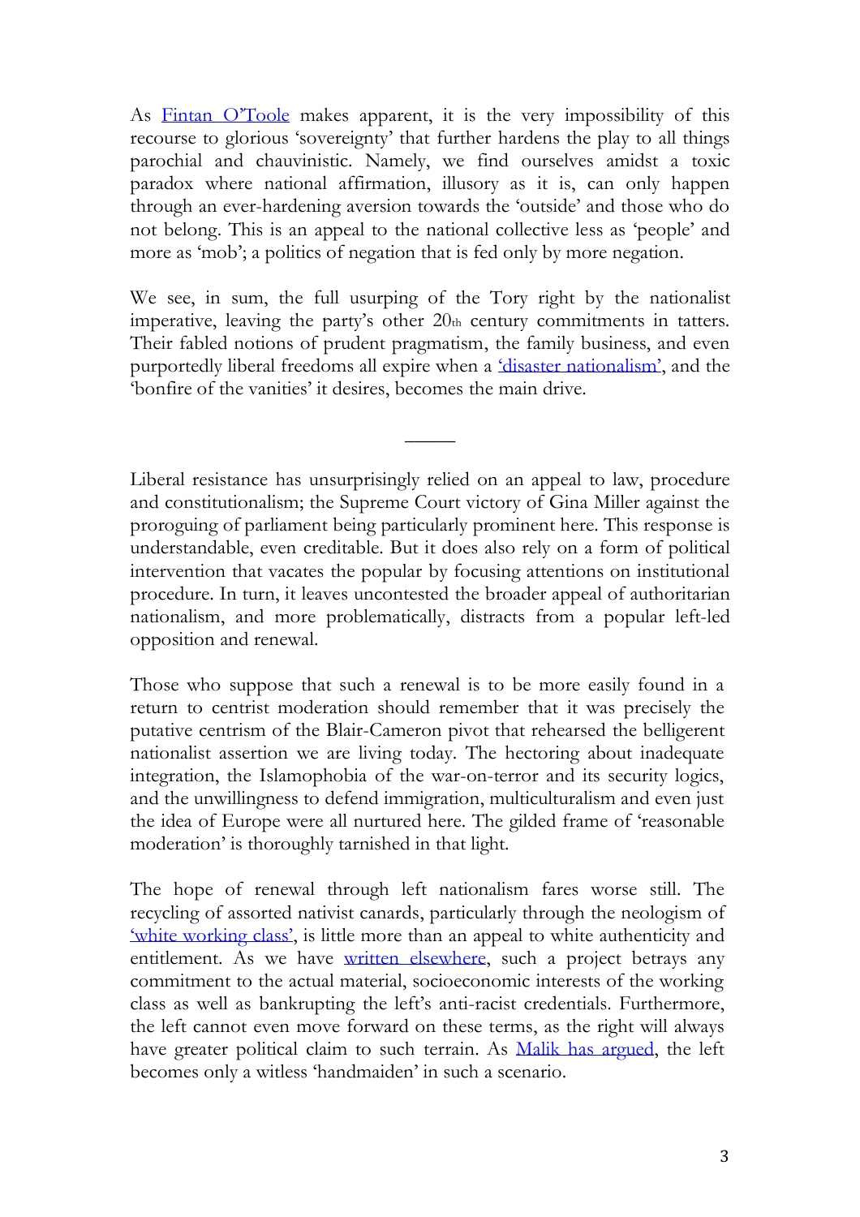As Fintan O'Toole makes apparent, it is the very impossibility of this recourse to glorious 'sovereignty' that further hardens the play to all things parochial and chauvinistic. Namely, we find ourselves amidst a toxic paradox where national affirmation, illusory as it is, can only happen through an ever-hardening aversion towards the 'outside' and those who do not belong. This is an appeal to the national collective less as 'people' and more as 'mob'; a politics of negation that is fed only by more negation.

We see, in sum, the full usurping of the Tory right by the nationalist imperative, leaving the party's other 20th century commitments in tatters. Their fabled notions of prudent pragmatism, the family business, and even purportedly liberal freedoms all expire when a 'disaster nationalism', and the 'bonfire of the vanities' it desires, becomes the main drive.

---

Liberal resistance has unsurprisingly relied on an appeal to law, procedure and constitutionalism; the Supreme Court victory of Gina Miller against the proroguing of parliament being particularly prominent here. This response is understandable, even creditable. But it does also rely on a form of political intervention that vacates the popular by focusing attentions on institutional procedure. In turn, it leaves uncontested the broader appeal of authoritarian nationalism, and more problematically, distracts from a popular left-led opposition and renewal.

Those who suppose that such a renewal is to be more easily found in a return to centrist moderation should remember that it was precisely the putative centrism of the Blair-Cameron pivot that rehearsed the belligerent nationalist assertion we are living today. The hectoring about inadequate integration, the Islamophobia of the war-on-terror and its security logics, and the unwillingness to defend immigration, multiculturalism and even just the idea of Europe were all nurtured here. The gilded frame of 'reasonable moderation' is thoroughly tarnished in that light.

The hope of renewal through left nationalism fares worse still. The recycling of assorted nativist canards, particularly through the neologism of 'white working class', is little more than an appeal to white authenticity and entitlement. As we have written elsewhere, such a project betrays any commitment to the actual material, socioeconomic interests of the working class as well as bankrupting the left's anti-racist credentials. Furthermore, the left cannot even move forward on these terms, as the right will always have greater political claim to such terrain. As Malik has argued, the left becomes only a witless 'handmaiden' in such a scenario.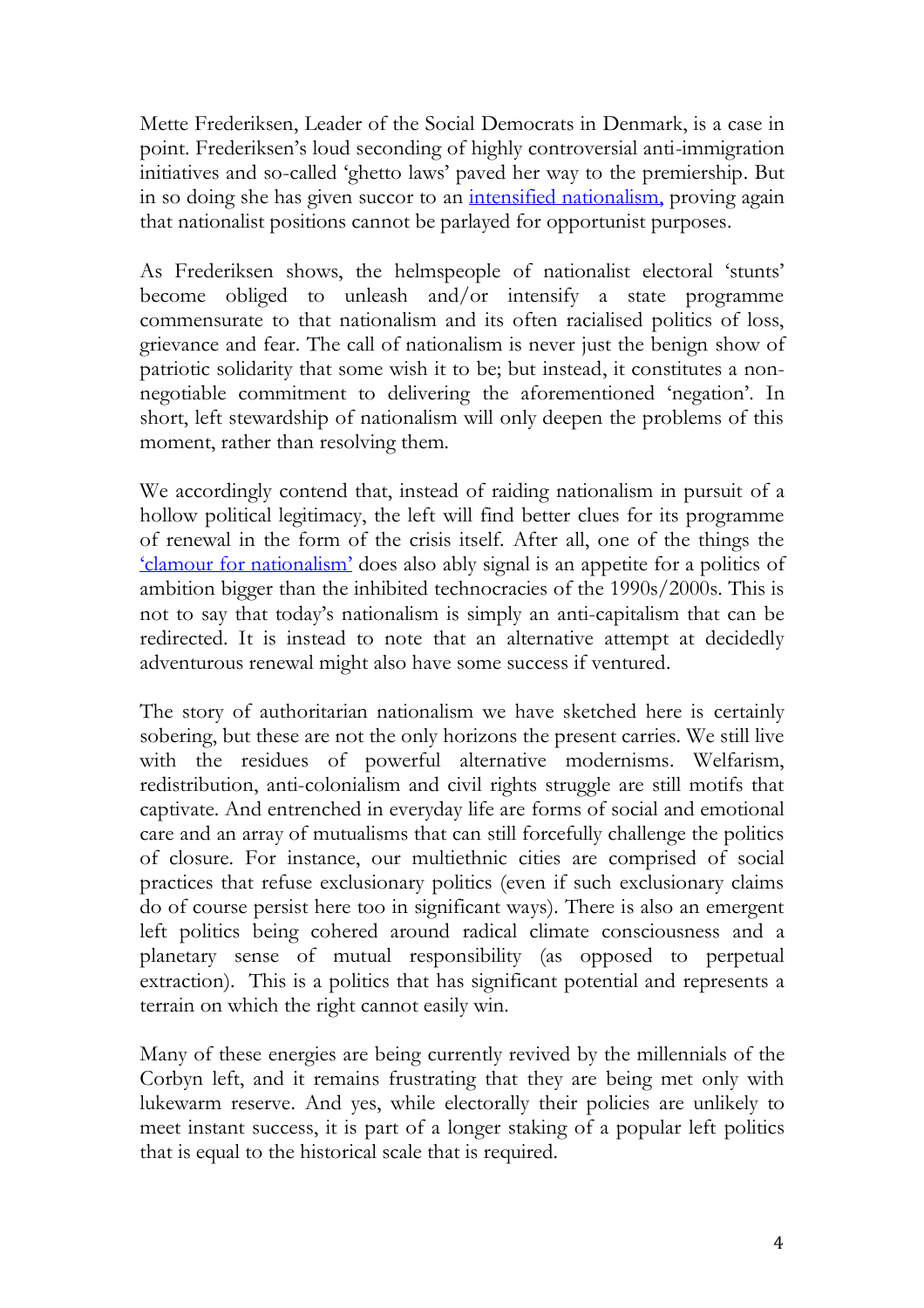Mette Frederiksen, Leader of the Social Democrats in Denmark, is a case in point. Frederiksen's loud seconding of highly controversial anti-immigration initiatives and so-called 'ghetto laws' paved her way to the premiership. But in so doing she has given succor to an [intensified nationalism,](#) proving again that nationalist positions cannot be parlayed for opportunist purposes.

As Frederiksen shows, the helmspeople of nationalist electoral 'stunts' become obliged to unleash and/or intensify a state programme commensurate to that nationalism and its often racialised politics of loss, grievance and fear. The call of nationalism is never just the benign show of patriotic solidarity that some wish it to be; but instead, it constitutes a non-negotiable commitment to delivering the aforementioned 'negation'. In short, left stewardship of nationalism will only deepen the problems of this moment, rather than resolving them.

We accordingly contend that, instead of raiding nationalism in pursuit of a hollow political legitimacy, the left will find better clues for its programme of renewal in the form of the crisis itself. After all, one of the things the ['clamour for nationalism'](#) does also ably signal is an appetite for a politics of ambition bigger than the inhibited technocracies of the 1990s/2000s. This is not to say that today's nationalism is simply an anti-capitalism that can be redirected. It is instead to note that an alternative attempt at decidedly adventurous renewal might also have some success if ventured.

The story of authoritarian nationalism we have sketched here is certainly sobering, but these are not the only horizons the present carries. We still live with the residues of powerful alternative modernisms. Welfarism, redistribution, anti-colonialism and civil rights struggle are still motifs that captivate. And entrenched in everyday life are forms of social and emotional care and an array of mutualisms that can still forcefully challenge the politics of closure. For instance, our multiethnic cities are comprised of social practices that refuse exclusionary politics (even if such exclusionary claims do of course persist here too in significant ways). There is also an emergent left politics being cohered around radical climate consciousness and a planetary sense of mutual responsibility (as opposed to perpetual extraction). This is a politics that has significant potential and represents a terrain on which the right cannot easily win.

Many of these energies are being currently revived by the millennials of the Corbyn left, and it remains frustrating that they are being met only with lukewarm reserve. And yes, while electorally their policies are unlikely to meet instant success, it is part of a longer staking of a popular left politics that is equal to the historical scale that is required.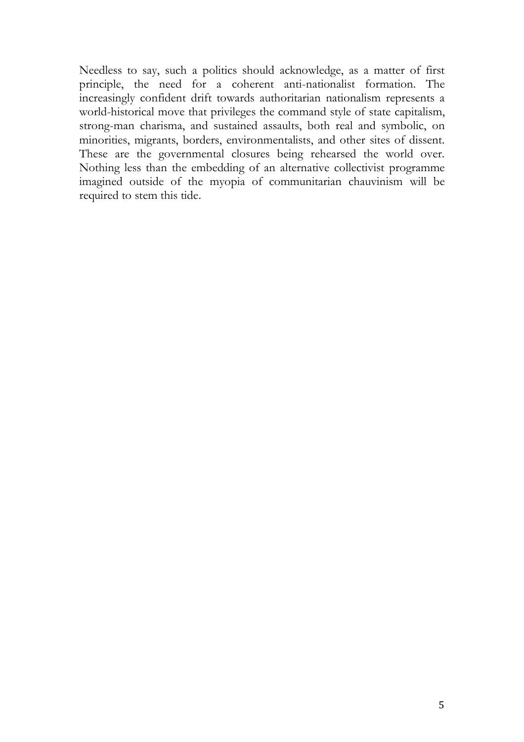Needless to say, such a politics should acknowledge, as a matter of first principle, the need for a coherent anti-nationalist formation. The increasingly confident drift towards authoritarian nationalism represents a world-historical move that privileges the command style of state capitalism, strong-man charisma, and sustained assaults, both real and symbolic, on minorities, migrants, borders, environmentalists, and other sites of dissent. These are the governmental closures being rehearsed the world over. Nothing less than the embedding of an alternative collectivist programme imagined outside of the myopia of communitarian chauvinism will be required to stem this tide.